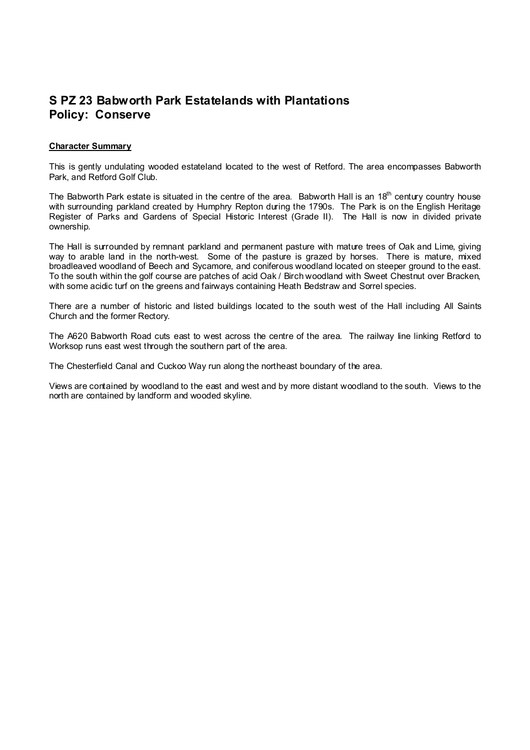# S PZ 23 Babworth Park Estatelands with Plantations
# Policy: Conserve

**Character Summary**

This is gently undulating wooded estateland located to the west of Retford. The area encompasses Babworth Park, and Retford Golf Club.

The Babworth Park estate is situated in the centre of the area. Babworth Hall is an 18th century country house with surrounding parkland created by Humphry Repton during the 1790s. The Park is on the English Heritage Register of Parks and Gardens of Special Historic Interest (Grade II). The Hall is now in divided private ownership.

The Hall is surrounded by remnant parkland and permanent pasture with mature trees of Oak and Lime, giving way to arable land in the north-west. Some of the pasture is grazed by horses. There is mature, mixed broadleaved woodland of Beech and Sycamore, and coniferous woodland located on steeper ground to the east. To the south within the golf course are patches of acid Oak / Birch woodland with Sweet Chestnut over Bracken, with some acidic turf on the greens and fairways containing Heath Bedstraw and Sorrel species.

There are a number of historic and listed buildings located to the south west of the Hall including All Saints Church and the former Rectory.

The A620 Babworth Road cuts east to west across the centre of the area. The railway line linking Retford to Worksop runs east west through the southern part of the area.

The Chesterfield Canal and Cuckoo Way run along the northeast boundary of the area.

Views are contained by woodland to the east and west and by more distant woodland to the south. Views to the north are contained by landform and wooded skyline.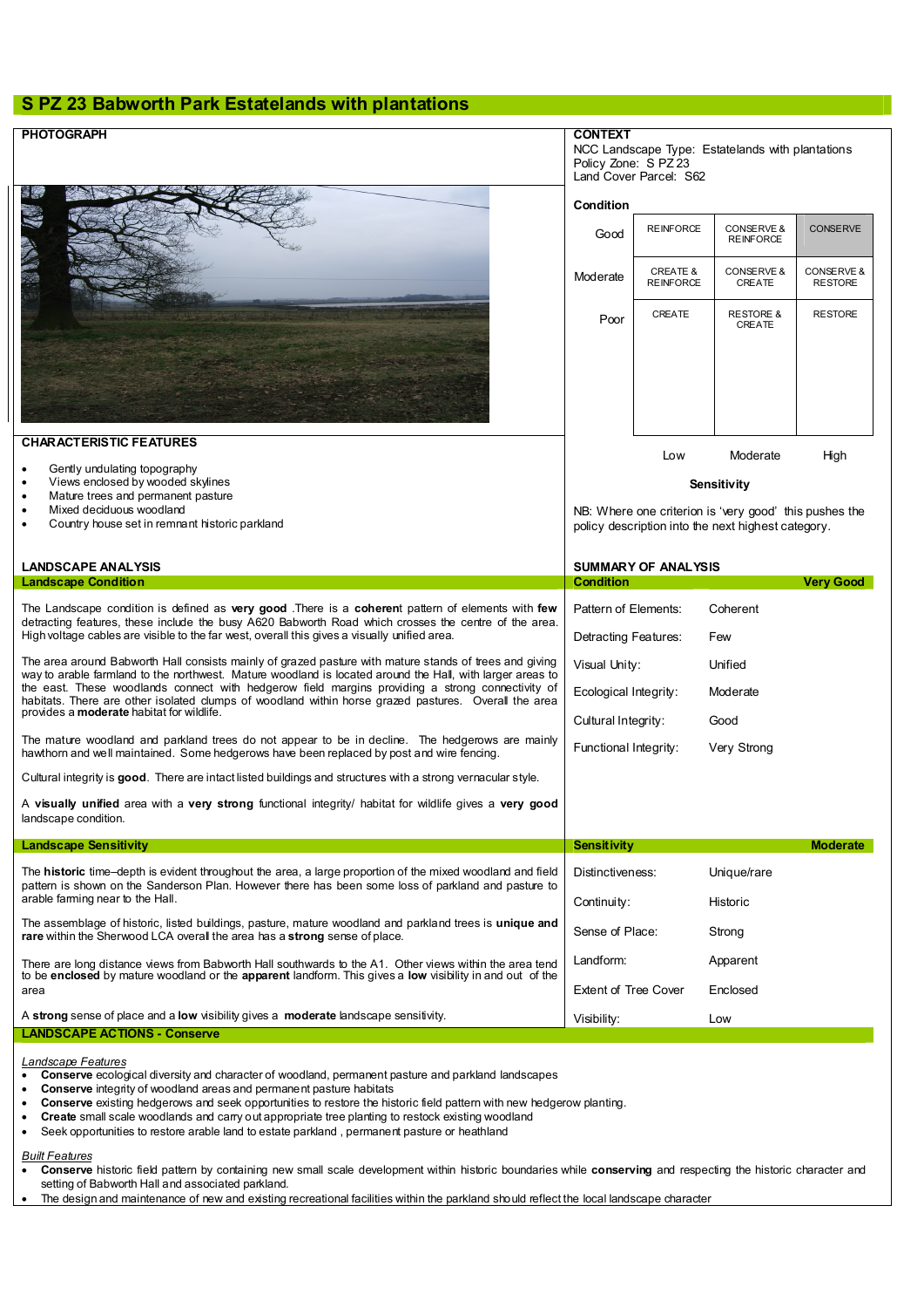# S PZ 23 Babworth Park Estatelands with plantations

## PHOTOGRAPH

## CONTEXT

NCC Landscape Type: Estatelands with plantations
Policy Zone: S PZ 23
Land Cover Parcel: S62

**Condition**

| Condition | Low | Moderate | High |
|---|---|---|---|
| Good | REINFORCE | CONSERVE & REINFORCE | CONSERVE |
| Moderate | CREATE & REINFORCE | CONSERVE & CREATE | CONSERVE & RESTORE |
| Poor | CREATE | RESTORE & CREATE | RESTORE |

**Sensitivity**

NB: Where one criterion is 'very good' this pushes the policy description into the next highest category.

## CHARACTERISTIC FEATURES

- Gently undulating topography
- Views enclosed by wooded skylines
- Mature trees and permanent pasture
- Mixed deciduous woodland
- Country house set in remnant historic parkland

## LANDSCAPE ANALYSIS

### Landscape Condition

The Landscape condition is defined as **very good** .There is a **coheren**t pattern of elements with **few** detracting features, these include the busy A620 Babworth Road which crosses the centre of the area. High voltage cables are visible to the far west, overall this gives a visually unified area.

The area around Babworth Hall consists mainly of grazed pasture with mature stands of trees and giving way to arable farmland to the northwest. Mature woodland is located around the Hall, with larger areas to the east. These woodlands connect with hedgerow field margins providing a strong connectivity of habitats. There are other isolated clumps of woodland within horse grazed pastures. Overall the area provides a **moderate** habitat for wildlife.

The mature woodland and parkland trees do not appear to be in decline. The hedgerows are mainly hawthorn and well maintained. Some hedgerows have been replaced by post and wire fencing.

Cultural integrity is **good**. There are intact listed buildings and structures with a strong vernacular style.

A **visually unified** area with a **very strong** functional integrity/ habitat for wildlife gives a **very good** landscape condition.

## SUMMARY OF ANALYSIS

| Condition | Very Good |
|---|---|
| Pattern of Elements: | Coherent |
| Detracting Features: | Few |
| Visual Unity: | Unified |
| Ecological Integrity: | Moderate |
| Cultural Integrity: | Good |
| Functional Integrity: | Very Strong |

### Landscape Sensitivity

The **historic** time–depth is evident throughout the area, a large proportion of the mixed woodland and field pattern is shown on the Sanderson Plan. However there has been some loss of parkland and pasture to arable farming near to the Hall.

The assemblage of historic, listed buildings, pasture, mature woodland and parkland trees is **unique and rare** within the Sherwood LCA overall the area has a **strong** sense of place.

There are long distance views from Babworth Hall southwards to the A1. Other views within the area tend to be **enclosed** by mature woodland or the **apparent** landform. This gives a **low** visibility in and out of the area

A **strong** sense of place and a **low** visibility gives a **moderate** landscape sensitivity.

| Sensitivity | Moderate |
|---|---|
| Distinctiveness: | Unique/rare |
| Continuity: | Historic |
| Sense of Place: | Strong |
| Landform: | Apparent |
| Extent of Tree Cover | Enclosed |
| Visibility: | Low |

## LANDSCAPE ACTIONS - Conserve

*Landscape Features*

- **Conserve** ecological diversity and character of woodland, permanent pasture and parkland landscapes
- **Conserve** integrity of woodland areas and permanent pasture habitats
- **Conserve** existing hedgerows and seek opportunities to restore the historic field pattern with new hedgerow planting.
- **Create** small scale woodlands and carry out appropriate tree planting to restock existing woodland
- Seek opportunities to restore arable land to estate parkland , permanent pasture or heathland

*Built Features*

- **Conserve** historic field pattern by containing new small scale development within historic boundaries while **conserving** and respecting the historic character and setting of Babworth Hall and associated parkland.
- The design and maintenance of new and existing recreational facilities within the parkland should reflect the local landscape character